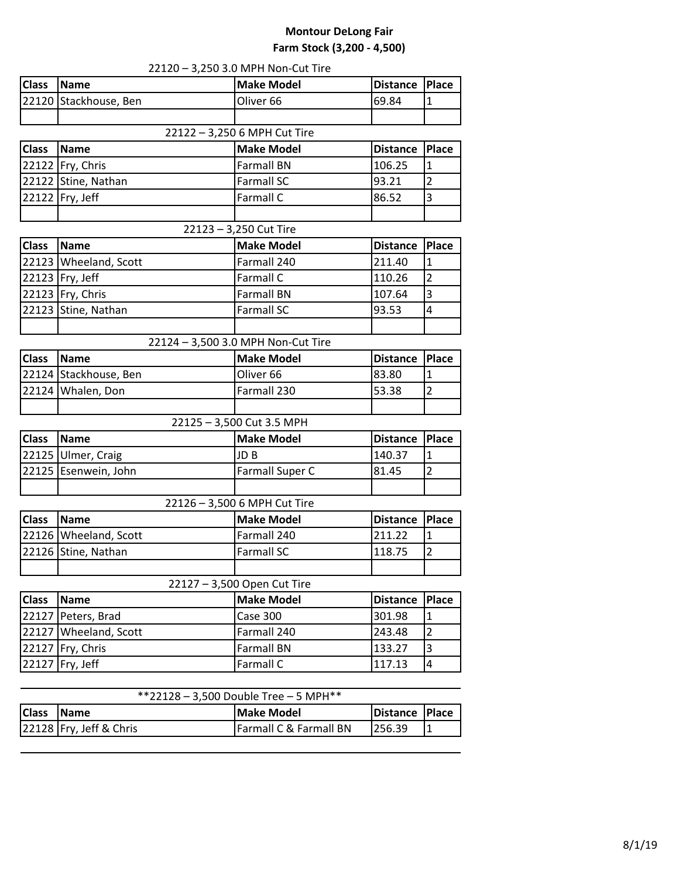# Montour DeLong Fair

## Farm Stock (3,200 - 4,500)

### 22120 – 3,250 3.0 MPH Non-Cut Tire

| Class | Name | Make Model | Distance | Place |
|---|---|---|---|---|
| 22120 | Stackhouse, Ben | Oliver 66 | 69.84 | 1 |
| | | | | |

### 22122 – 3,250 6 MPH Cut Tire

| Class | Name | Make Model | Distance | Place |
|---|---|---|---|---|
| 22122 | Fry, Chris | Farmall BN | 106.25 | 1 |
| 22122 | Stine, Nathan | Farmall SC | 93.21 | 2 |
| 22122 | Fry, Jeff | Farmall C | 86.52 | 3 |
| | | | | |

### 22123 – 3,250 Cut Tire

| Class | Name | Make Model | Distance | Place |
|---|---|---|---|---|
| 22123 | Wheeland, Scott | Farmall 240 | 211.40 | 1 |
| 22123 | Fry, Jeff | Farmall C | 110.26 | 2 |
| 22123 | Fry, Chris | Farmall BN | 107.64 | 3 |
| 22123 | Stine, Nathan | Farmall SC | 93.53 | 4 |
| | | | | |

### 22124 – 3,500 3.0 MPH Non-Cut Tire

| Class | Name | Make Model | Distance | Place |
|---|---|---|---|---|
| 22124 | Stackhouse, Ben | Oliver 66 | 83.80 | 1 |
| 22124 | Whalen, Don | Farmall 230 | 53.38 | 2 |
| | | | | |

### 22125 – 3,500 Cut 3.5 MPH

| Class | Name | Make Model | Distance | Place |
|---|---|---|---|---|
| 22125 | Ulmer, Craig | JD B | 140.37 | 1 |
| 22125 | Esenwein, John | Farmall Super C | 81.45 | 2 |
| | | | | |

### 22126 – 3,500 6 MPH Cut Tire

| Class | Name | Make Model | Distance | Place |
|---|---|---|---|---|
| 22126 | Wheeland, Scott | Farmall 240 | 211.22 | 1 |
| 22126 | Stine, Nathan | Farmall SC | 118.75 | 2 |
| | | | | |

### 22127 – 3,500 Open Cut Tire

| Class | Name | Make Model | Distance | Place |
|---|---|---|---|---|
| 22127 | Peters, Brad | Case 300 | 301.98 | 1 |
| 22127 | Wheeland, Scott | Farmall 240 | 243.48 | 2 |
| 22127 | Fry, Chris | Farmall BN | 133.27 | 3 |
| 22127 | Fry, Jeff | Farmall C | 117.13 | 4 |

### **22128 – 3,500 Double Tree – 5 MPH**

| Class | Name | Make Model | Distance | Place |
|---|---|---|---|---|
| 22128 | Fry, Jeff & Chris | Farmall C & Farmall BN | 256.39 | 1 |

8/1/19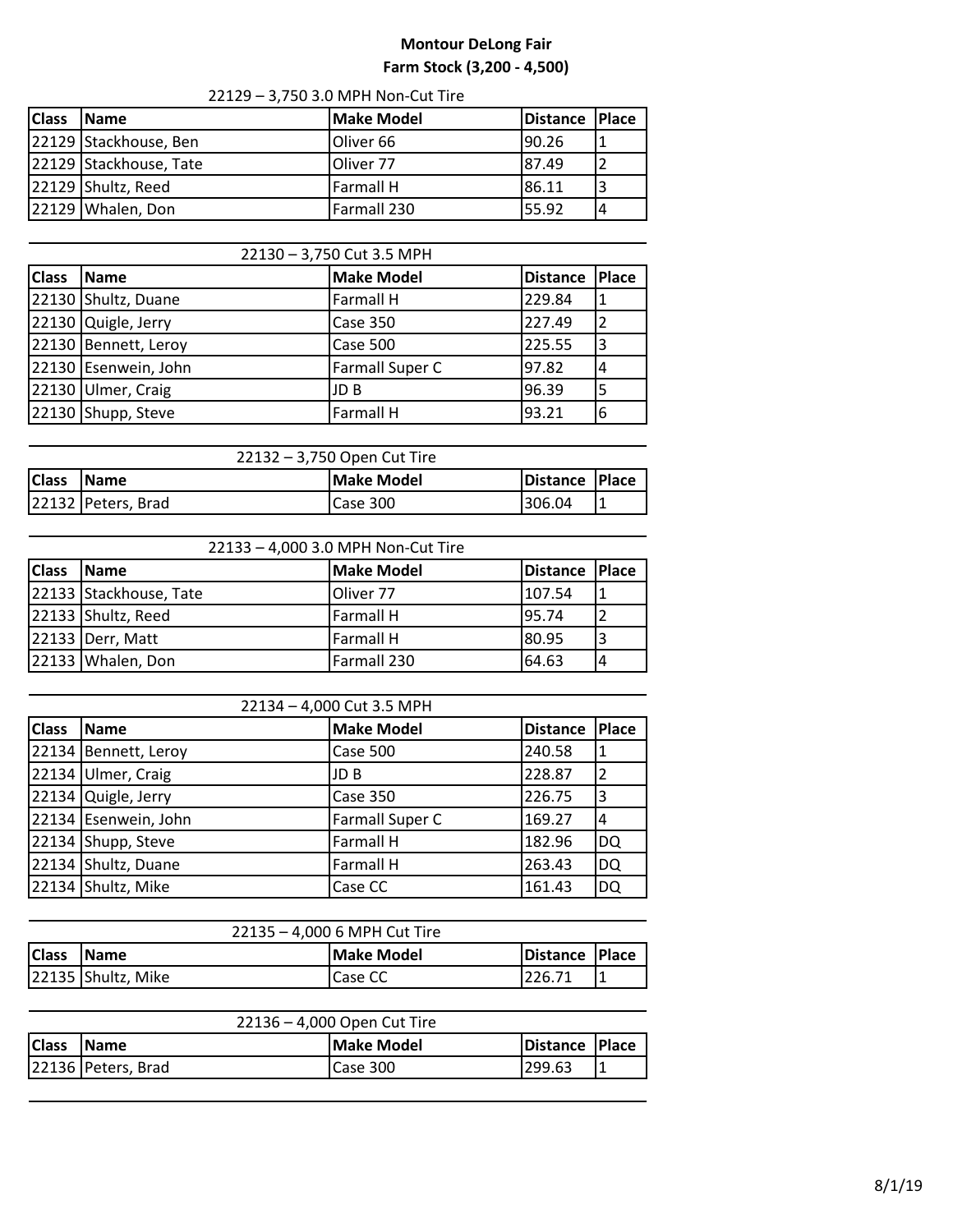# Montour DeLong Fair

## Farm Stock (3,200 - 4,500)

### 22129 – 3,750 3.0 MPH Non-Cut Tire

| Class | Name | Make Model | Distance | Place |
|---|---|---|---|---|
| 22129 | Stackhouse, Ben | Oliver 66 | 90.26 | 1 |
| 22129 | Stackhouse, Tate | Oliver 77 | 87.49 | 2 |
| 22129 | Shultz, Reed | Farmall H | 86.11 | 3 |
| 22129 | Whalen, Don | Farmall 230 | 55.92 | 4 |

### 22130 – 3,750 Cut 3.5 MPH

| Class | Name | Make Model | Distance | Place |
|---|---|---|---|---|
| 22130 | Shultz, Duane | Farmall H | 229.84 | 1 |
| 22130 | Quigle, Jerry | Case 350 | 227.49 | 2 |
| 22130 | Bennett, Leroy | Case 500 | 225.55 | 3 |
| 22130 | Esenwein, John | Farmall Super C | 97.82 | 4 |
| 22130 | Ulmer, Craig | JD B | 96.39 | 5 |
| 22130 | Shupp, Steve | Farmall H | 93.21 | 6 |

### 22132 – 3,750 Open Cut Tire

| Class | Name | Make Model | Distance | Place |
|---|---|---|---|---|
| 22132 | Peters, Brad | Case 300 | 306.04 | 1 |

### 22133 – 4,000 3.0 MPH Non-Cut Tire

| Class | Name | Make Model | Distance | Place |
|---|---|---|---|---|
| 22133 | Stackhouse, Tate | Oliver 77 | 107.54 | 1 |
| 22133 | Shultz, Reed | Farmall H | 95.74 | 2 |
| 22133 | Derr, Matt | Farmall H | 80.95 | 3 |
| 22133 | Whalen, Don | Farmall 230 | 64.63 | 4 |

### 22134 – 4,000 Cut 3.5 MPH

| Class | Name | Make Model | Distance | Place |
|---|---|---|---|---|
| 22134 | Bennett, Leroy | Case 500 | 240.58 | 1 |
| 22134 | Ulmer, Craig | JD B | 228.87 | 2 |
| 22134 | Quigle, Jerry | Case 350 | 226.75 | 3 |
| 22134 | Esenwein, John | Farmall Super C | 169.27 | 4 |
| 22134 | Shupp, Steve | Farmall H | 182.96 | DQ |
| 22134 | Shultz, Duane | Farmall H | 263.43 | DQ |
| 22134 | Shultz, Mike | Case CC | 161.43 | DQ |

### 22135 – 4,000 6 MPH Cut Tire

| Class | Name | Make Model | Distance | Place |
|---|---|---|---|---|
| 22135 | Shultz, Mike | Case CC | 226.71 | 1 |

### 22136 – 4,000 Open Cut Tire

| Class | Name | Make Model | Distance | Place |
|---|---|---|---|---|
| 22136 | Peters, Brad | Case 300 | 299.63 | 1 |

8/1/19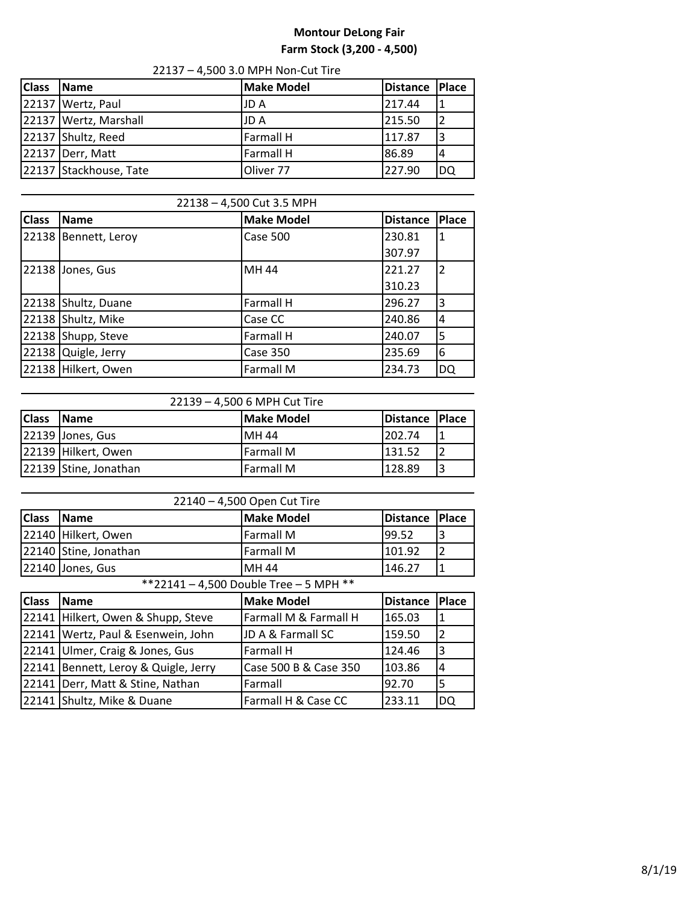# Montour DeLong Fair

## Farm Stock (3,200 - 4,500)

### 22137 – 4,500 3.0 MPH Non-Cut Tire

| Class | Name | Make Model | Distance | Place |
|---|---|---|---|---|
| 22137 | Wertz, Paul | JD A | 217.44 | 1 |
| 22137 | Wertz, Marshall | JD A | 215.50 | 2 |
| 22137 | Shultz, Reed | Farmall H | 117.87 | 3 |
| 22137 | Derr, Matt | Farmall H | 86.89 | 4 |
| 22137 | Stackhouse, Tate | Oliver 77 | 227.90 | DQ |

### 22138 – 4,500 Cut 3.5 MPH

| Class | Name | Make Model | Distance | Place |
|---|---|---|---|---|
| 22138 | Bennett, Leroy | Case 500 | 230.81<br>307.97 | 1 |
| 22138 | Jones, Gus | MH 44 | 221.27<br>310.23 | 2 |
| 22138 | Shultz, Duane | Farmall H | 296.27 | 3 |
| 22138 | Shultz, Mike | Case CC | 240.86 | 4 |
| 22138 | Shupp, Steve | Farmall H | 240.07 | 5 |
| 22138 | Quigle, Jerry | Case 350 | 235.69 | 6 |
| 22138 | Hilkert, Owen | Farmall M | 234.73 | DQ |

### 22139 – 4,500 6 MPH Cut Tire

| Class | Name | Make Model | Distance | Place |
|---|---|---|---|---|
| 22139 | Jones, Gus | MH 44 | 202.74 | 1 |
| 22139 | Hilkert, Owen | Farmall M | 131.52 | 2 |
| 22139 | Stine, Jonathan | Farmall M | 128.89 | 3 |

### 22140 – 4,500 Open Cut Tire

| Class | Name | Make Model | Distance | Place |
|---|---|---|---|---|
| 22140 | Hilkert, Owen | Farmall M | 99.52 | 3 |
| 22140 | Stine, Jonathan | Farmall M | 101.92 | 2 |
| 22140 | Jones, Gus | MH 44 | 146.27 | 1 |

### **22141 – 4,500 Double Tree – 5 MPH **

| Class | Name | Make Model | Distance | Place |
|---|---|---|---|---|
| 22141 | Hilkert, Owen & Shupp, Steve | Farmall M & Farmall H | 165.03 | 1 |
| 22141 | Wertz, Paul & Esenwein, John | JD A & Farmall SC | 159.50 | 2 |
| 22141 | Ulmer, Craig & Jones, Gus | Farmall H | 124.46 | 3 |
| 22141 | Bennett, Leroy & Quigle, Jerry | Case 500 B & Case 350 | 103.86 | 4 |
| 22141 | Derr, Matt & Stine, Nathan | Farmall | 92.70 | 5 |
| 22141 | Shultz, Mike & Duane | Farmall H & Case CC | 233.11 | DQ |

8/1/19